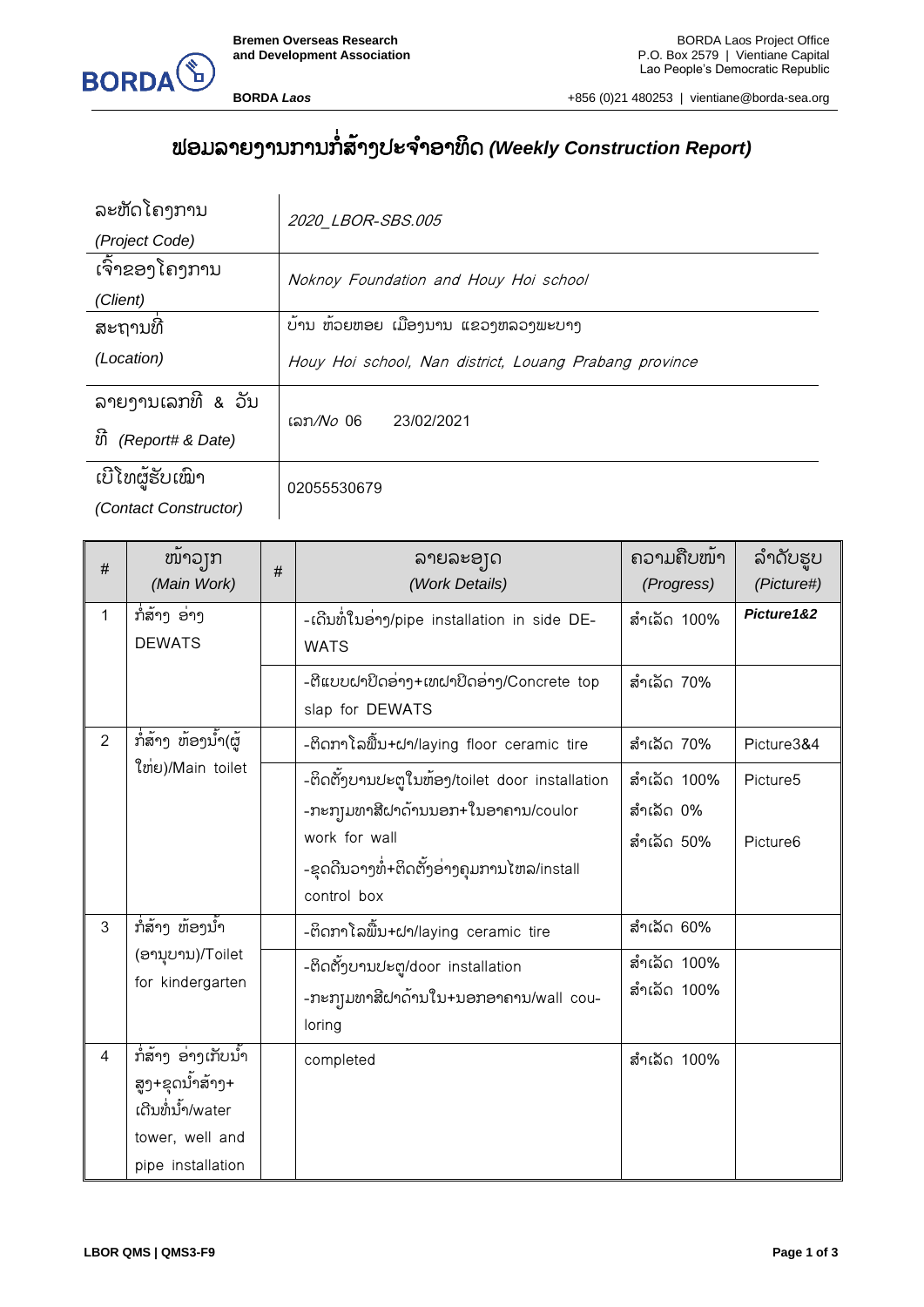# ຟອມລາຍງານການກໍ່ສ້າງປະຈໍາອາທິດ *(Weekly Construction Report)*

| | |
|---|---|
| ລະຫັດໂຄງການ *(Project Code)* | *2020_LBOR-SBS.005* |
| ເຈົ້າຂອງໂຄງການ *(Client)* | *Noknoy Foundation and Houy Hoi school* |
| ສະຖານທີ່ *(Location)* | ບ້ານ ຫ້ວຍຫອຍ ເມືອງນານ ແຂວງຫລວງພະບາງ *Houy Hoi school, Nan district, Louang Prabang province* |
| ລາຍງານເລກທີ & ວັນທີ *(Report# & Date)* | ເລກ/*No* 06    23/02/2021 |
| ເບີໂທຜູ້ຮັບເໝົາ *(Contact Constructor)* | 02055530679 |

| # | ໜ້າວຽກ *(Main Work)* | # | ລາຍລະອຽດ *(Work Details)* | ຄວາມຄືບໜ້າ *(Progress)* | ລໍາດັບຮູບ *(Picture#)* |
|---|---|---|---|---|---|
| 1 | ກໍ່ສ້າງ ອ່າງ DEWATS | | -ເດີນທໍ່ໃນອ່າງ/pipe installation in side DEWATS | ສໍາເລັດ 100% | ***Picture1&2*** |
| | | | -ຕີແບບຝາປິດອ່າງ+ເທຝາປິດອ່າງ/Concrete top slap for DEWATS | ສໍາເລັດ 70% | |
| 2 | ກໍ່ສ້າງ ຫ້ອງນໍ້າ(ຜູ້ໃຫຍ່)/Main toilet | | -ຕິດກາໂລພື້ນ+ຝາ/laying floor ceramic tire | ສໍາເລັດ 70% | Picture3&4 |
| | | | -ຕິດຕັ້ງບານປະຕູໃນຫ້ອງ/toilet door installation<br>-ກະກຽມທາສີຝາດ້ານນອກ+ໃນອາຄານ/coulor work for wall<br>-ຂຸດດິນວາງທໍ່+ຕິດຕັ້ງອ່າງຄຸມການໄຫລ/install control box | ສໍາເລັດ 100%<br>ສໍາເລັດ 0%<br>ສໍາເລັດ 50% | Picture5<br><br>Picture6 |
| 3 | ກໍ່ສ້າງ ຫ້ອງນໍ້າ (ອານຸບານ)/Toilet for kindergarten | | -ຕິດກາໂລພື້ນ+ຝາ/laying ceramic tire | ສໍາເລັດ 60% | |
| | | | -ຕິດຕັ້ງບານປະຕູ/door installation<br>-ກະກຽມທາສີຝາດ້ານໃນ+ນອກອາຄານ/wall couloring | ສໍາເລັດ 100%<br>ສໍາເລັດ 100% | |
| 4 | ກໍ່ສ້າງ ອ່າງເກັບນໍ້າສູງ+ຂຸດນໍ້າສ້າງ+ເດີນທໍ່ນໍ້າ/water tower, well and pipe installation | | completed | ສໍາເລັດ 100% | |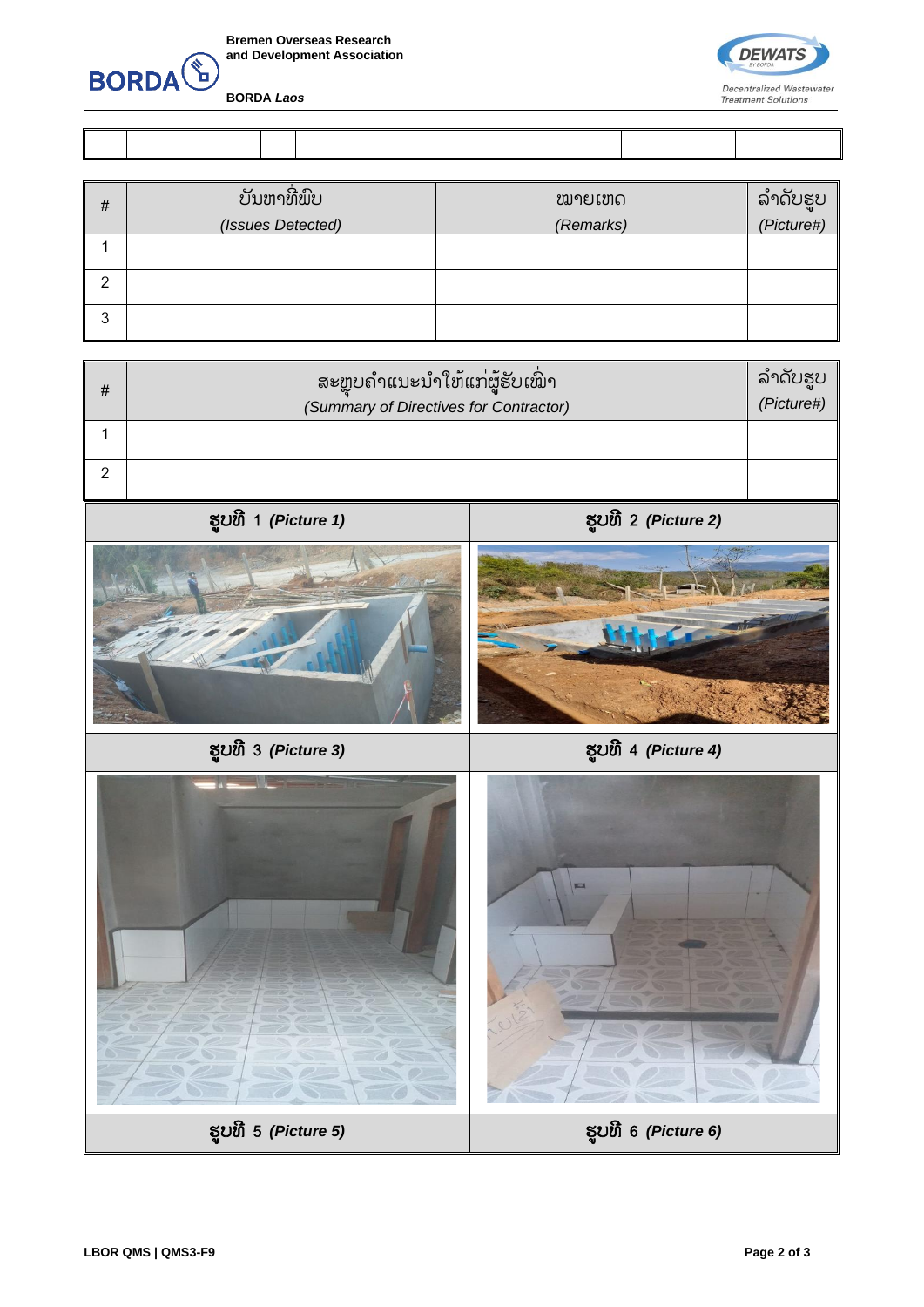|  |  |  |  |  |  |
|---|---|---|---|---|---|
|  |  |  |  |  |  |

| # | ບັນຫາທີ່ພົບ (Issues Detected) | ໝາຍເຫດ (Remarks) | ລຳດັບຮູບ (Picture#) |
|---|---|---|---|
| 1 |  |  |  |
| 2 |  |  |  |
| 3 |  |  |  |

| # | ສະຫຼຸບຄຳແນະນຳໃຫ້ແກ່ຜູ້ຮັບເໝົາ (Summary of Directives for Contractor) | ລຳດັບຮູບ (Picture#) |
|---|---|---|
| 1 |  |  |
| 2 |  |  |

| ຮູບທີ 1 *(Picture 1)* | ຮູບທີ 2 *(Picture 2)* |
|---|---|
|  |  |
| **ຮູບທີ 3 *(Picture 3)*** | **ຮູບທີ 4 *(Picture 4)*** |
|  |  |
| **ຮູບທີ 5 *(Picture 5)*** | **ຮູບທີ 6 *(Picture 6)*** |